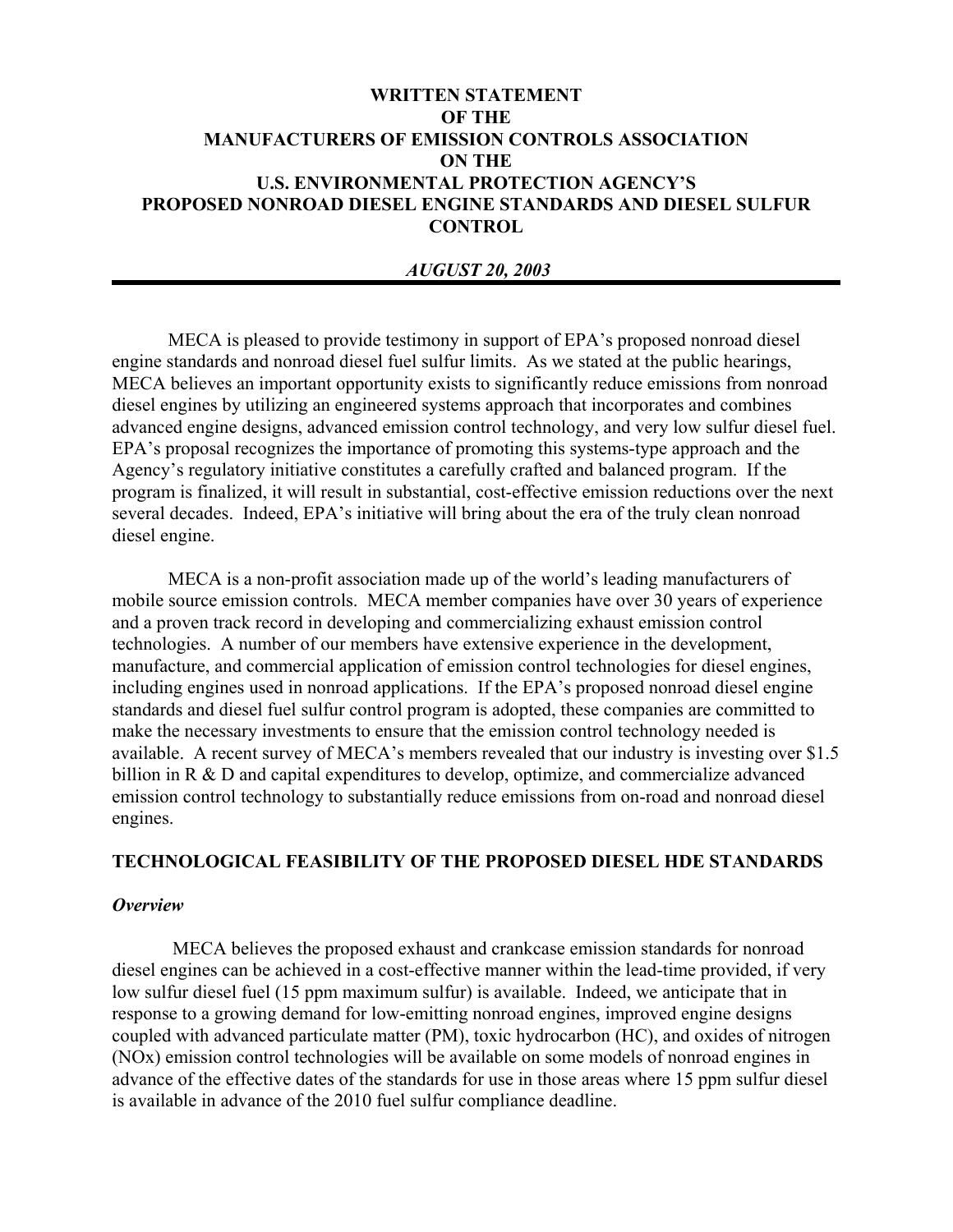# WRITTEN STATEMENT OF THE MANUFACTURERS OF EMISSION CONTROLS ASSOCIATION ON THE U.S. ENVIRONMENTAL PROTECTION AGENCY'S PROPOSED NONROAD DIESEL ENGINE STANDARDS AND DIESEL SULFUR CONTROL

***AUGUST 20, 2003***

---

MECA is pleased to provide testimony in support of EPA's proposed nonroad diesel engine standards and nonroad diesel fuel sulfur limits. As we stated at the public hearings, MECA believes an important opportunity exists to significantly reduce emissions from nonroad diesel engines by utilizing an engineered systems approach that incorporates and combines advanced engine designs, advanced emission control technology, and very low sulfur diesel fuel. EPA's proposal recognizes the importance of promoting this systems-type approach and the Agency's regulatory initiative constitutes a carefully crafted and balanced program. If the program is finalized, it will result in substantial, cost-effective emission reductions over the next several decades. Indeed, EPA's initiative will bring about the era of the truly clean nonroad diesel engine.

MECA is a non-profit association made up of the world's leading manufacturers of mobile source emission controls. MECA member companies have over 30 years of experience and a proven track record in developing and commercializing exhaust emission control technologies. A number of our members have extensive experience in the development, manufacture, and commercial application of emission control technologies for diesel engines, including engines used in nonroad applications. If the EPA's proposed nonroad diesel engine standards and diesel fuel sulfur control program is adopted, these companies are committed to make the necessary investments to ensure that the emission control technology needed is available. A recent survey of MECA's members revealed that our industry is investing over $1.5 billion in R & D and capital expenditures to develop, optimize, and commercialize advanced emission control technology to substantially reduce emissions from on-road and nonroad diesel engines.

## TECHNOLOGICAL FEASIBILITY OF THE PROPOSED DIESEL HDE STANDARDS

### *Overview*

MECA believes the proposed exhaust and crankcase emission standards for nonroad diesel engines can be achieved in a cost-effective manner within the lead-time provided, if very low sulfur diesel fuel (15 ppm maximum sulfur) is available. Indeed, we anticipate that in response to a growing demand for low-emitting nonroad engines, improved engine designs coupled with advanced particulate matter (PM), toxic hydrocarbon (HC), and oxides of nitrogen (NOx) emission control technologies will be available on some models of nonroad engines in advance of the effective dates of the standards for use in those areas where 15 ppm sulfur diesel is available in advance of the 2010 fuel sulfur compliance deadline.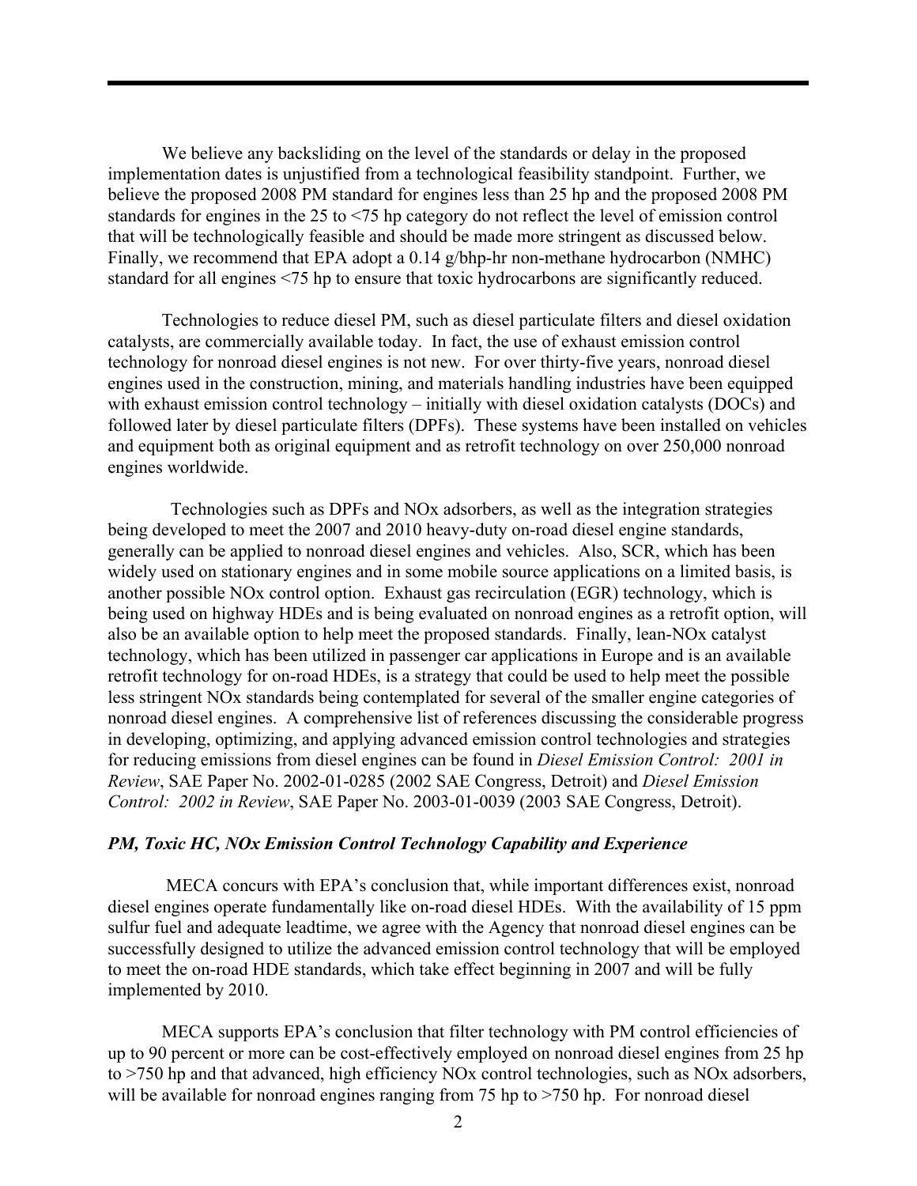We believe any backsliding on the level of the standards or delay in the proposed implementation dates is unjustified from a technological feasibility standpoint. Further, we believe the proposed 2008 PM standard for engines less than 25 hp and the proposed 2008 PM standards for engines in the 25 to <75 hp category do not reflect the level of emission control that will be technologically feasible and should be made more stringent as discussed below. Finally, we recommend that EPA adopt a 0.14 g/bhp-hr non-methane hydrocarbon (NMHC) standard for all engines <75 hp to ensure that toxic hydrocarbons are significantly reduced.

Technologies to reduce diesel PM, such as diesel particulate filters and diesel oxidation catalysts, are commercially available today. In fact, the use of exhaust emission control technology for nonroad diesel engines is not new. For over thirty-five years, nonroad diesel engines used in the construction, mining, and materials handling industries have been equipped with exhaust emission control technology – initially with diesel oxidation catalysts (DOCs) and followed later by diesel particulate filters (DPFs). These systems have been installed on vehicles and equipment both as original equipment and as retrofit technology on over 250,000 nonroad engines worldwide.

Technologies such as DPFs and NOx adsorbers, as well as the integration strategies being developed to meet the 2007 and 2010 heavy-duty on-road diesel engine standards, generally can be applied to nonroad diesel engines and vehicles. Also, SCR, which has been widely used on stationary engines and in some mobile source applications on a limited basis, is another possible NOx control option. Exhaust gas recirculation (EGR) technology, which is being used on highway HDEs and is being evaluated on nonroad engines as a retrofit option, will also be an available option to help meet the proposed standards. Finally, lean-NOx catalyst technology, which has been utilized in passenger car applications in Europe and is an available retrofit technology for on-road HDEs, is a strategy that could be used to help meet the possible less stringent NOx standards being contemplated for several of the smaller engine categories of nonroad diesel engines. A comprehensive list of references discussing the considerable progress in developing, optimizing, and applying advanced emission control technologies and strategies for reducing emissions from diesel engines can be found in *Diesel Emission Control: 2001 in Review*, SAE Paper No. 2002-01-0285 (2002 SAE Congress, Detroit) and *Diesel Emission Control: 2002 in Review*, SAE Paper No. 2003-01-0039 (2003 SAE Congress, Detroit).

***PM, Toxic HC, NOx Emission Control Technology Capability and Experience***

MECA concurs with EPA's conclusion that, while important differences exist, nonroad diesel engines operate fundamentally like on-road diesel HDEs. With the availability of 15 ppm sulfur fuel and adequate leadtime, we agree with the Agency that nonroad diesel engines can be successfully designed to utilize the advanced emission control technology that will be employed to meet the on-road HDE standards, which take effect beginning in 2007 and will be fully implemented by 2010.

MECA supports EPA's conclusion that filter technology with PM control efficiencies of up to 90 percent or more can be cost-effectively employed on nonroad diesel engines from 25 hp to >750 hp and that advanced, high efficiency NOx control technologies, such as NOx adsorbers, will be available for nonroad engines ranging from 75 hp to >750 hp. For nonroad diesel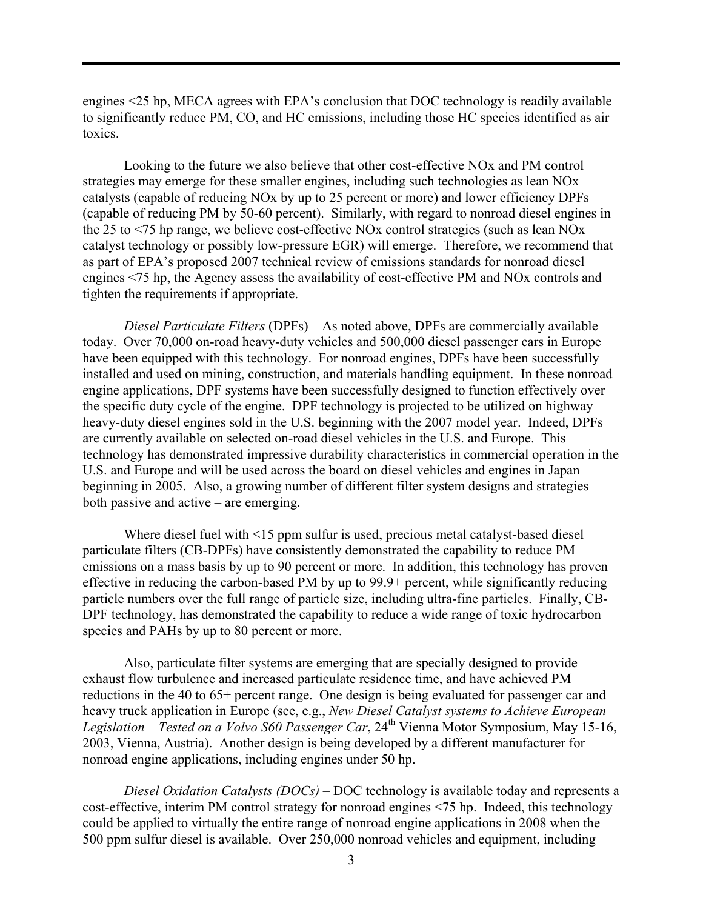engines <25 hp, MECA agrees with EPA's conclusion that DOC technology is readily available to significantly reduce PM, CO, and HC emissions, including those HC species identified as air toxics.

Looking to the future we also believe that other cost-effective NOx and PM control strategies may emerge for these smaller engines, including such technologies as lean NOx catalysts (capable of reducing NOx by up to 25 percent or more) and lower efficiency DPFs (capable of reducing PM by 50-60 percent). Similarly, with regard to nonroad diesel engines in the 25 to <75 hp range, we believe cost-effective NOx control strategies (such as lean NOx catalyst technology or possibly low-pressure EGR) will emerge. Therefore, we recommend that as part of EPA's proposed 2007 technical review of emissions standards for nonroad diesel engines <75 hp, the Agency assess the availability of cost-effective PM and NOx controls and tighten the requirements if appropriate.

*Diesel Particulate Filters* (DPFs) – As noted above, DPFs are commercially available today. Over 70,000 on-road heavy-duty vehicles and 500,000 diesel passenger cars in Europe have been equipped with this technology. For nonroad engines, DPFs have been successfully installed and used on mining, construction, and materials handling equipment. In these nonroad engine applications, DPF systems have been successfully designed to function effectively over the specific duty cycle of the engine. DPF technology is projected to be utilized on highway heavy-duty diesel engines sold in the U.S. beginning with the 2007 model year. Indeed, DPFs are currently available on selected on-road diesel vehicles in the U.S. and Europe. This technology has demonstrated impressive durability characteristics in commercial operation in the U.S. and Europe and will be used across the board on diesel vehicles and engines in Japan beginning in 2005. Also, a growing number of different filter system designs and strategies – both passive and active – are emerging.

Where diesel fuel with <15 ppm sulfur is used, precious metal catalyst-based diesel particulate filters (CB-DPFs) have consistently demonstrated the capability to reduce PM emissions on a mass basis by up to 90 percent or more. In addition, this technology has proven effective in reducing the carbon-based PM by up to 99.9+ percent, while significantly reducing particle numbers over the full range of particle size, including ultra-fine particles. Finally, CB-DPF technology, has demonstrated the capability to reduce a wide range of toxic hydrocarbon species and PAHs by up to 80 percent or more.

Also, particulate filter systems are emerging that are specially designed to provide exhaust flow turbulence and increased particulate residence time, and have achieved PM reductions in the 40 to 65+ percent range. One design is being evaluated for passenger car and heavy truck application in Europe (see, e.g., *New Diesel Catalyst systems to Achieve European Legislation – Tested on a Volvo S60 Passenger Car*, 24th Vienna Motor Symposium, May 15-16, 2003, Vienna, Austria). Another design is being developed by a different manufacturer for nonroad engine applications, including engines under 50 hp.

*Diesel Oxidation Catalysts (DOCs)* – DOC technology is available today and represents a cost-effective, interim PM control strategy for nonroad engines <75 hp. Indeed, this technology could be applied to virtually the entire range of nonroad engine applications in 2008 when the 500 ppm sulfur diesel is available. Over 250,000 nonroad vehicles and equipment, including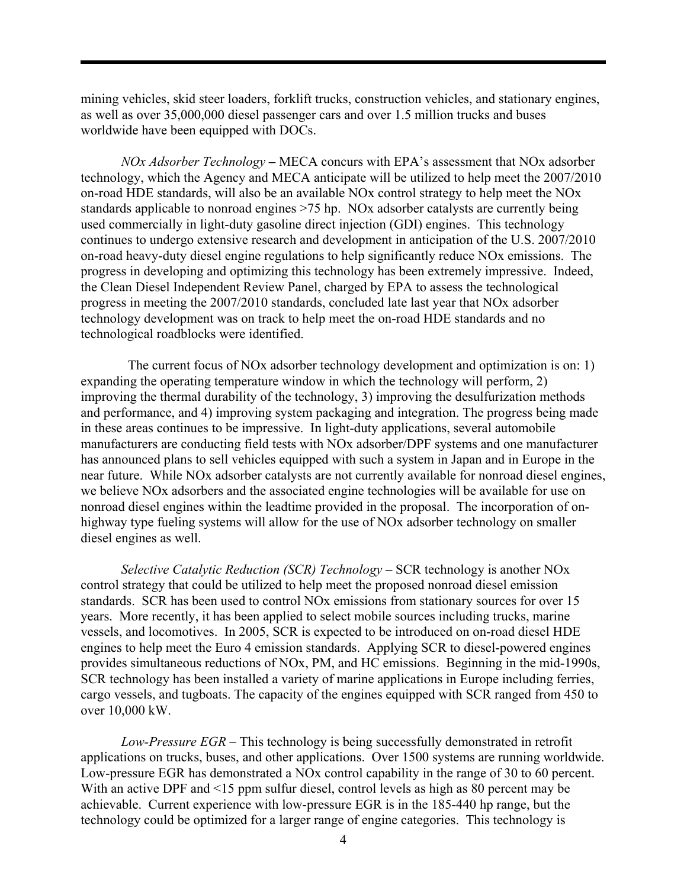mining vehicles, skid steer loaders, forklift trucks, construction vehicles, and stationary engines, as well as over 35,000,000 diesel passenger cars and over 1.5 million trucks and buses worldwide have been equipped with DOCs.

*NOx Adsorber Technology* **–** MECA concurs with EPA's assessment that NOx adsorber technology, which the Agency and MECA anticipate will be utilized to help meet the 2007/2010 on-road HDE standards, will also be an available NOx control strategy to help meet the NOx standards applicable to nonroad engines >75 hp. NOx adsorber catalysts are currently being used commercially in light-duty gasoline direct injection (GDI) engines. This technology continues to undergo extensive research and development in anticipation of the U.S. 2007/2010 on-road heavy-duty diesel engine regulations to help significantly reduce NOx emissions. The progress in developing and optimizing this technology has been extremely impressive. Indeed, the Clean Diesel Independent Review Panel, charged by EPA to assess the technological progress in meeting the 2007/2010 standards, concluded late last year that NOx adsorber technology development was on track to help meet the on-road HDE standards and no technological roadblocks were identified.

The current focus of NOx adsorber technology development and optimization is on: 1) expanding the operating temperature window in which the technology will perform, 2) improving the thermal durability of the technology, 3) improving the desulfurization methods and performance, and 4) improving system packaging and integration. The progress being made in these areas continues to be impressive. In light-duty applications, several automobile manufacturers are conducting field tests with NOx adsorber/DPF systems and one manufacturer has announced plans to sell vehicles equipped with such a system in Japan and in Europe in the near future. While NOx adsorber catalysts are not currently available for nonroad diesel engines, we believe NOx adsorbers and the associated engine technologies will be available for use on nonroad diesel engines within the leadtime provided in the proposal. The incorporation of on-highway type fueling systems will allow for the use of NOx adsorber technology on smaller diesel engines as well.

*Selective Catalytic Reduction (SCR) Technology* – SCR technology is another NOx control strategy that could be utilized to help meet the proposed nonroad diesel emission standards. SCR has been used to control NOx emissions from stationary sources for over 15 years. More recently, it has been applied to select mobile sources including trucks, marine vessels, and locomotives. In 2005, SCR is expected to be introduced on on-road diesel HDE engines to help meet the Euro 4 emission standards. Applying SCR to diesel-powered engines provides simultaneous reductions of NOx, PM, and HC emissions. Beginning in the mid-1990s, SCR technology has been installed a variety of marine applications in Europe including ferries, cargo vessels, and tugboats. The capacity of the engines equipped with SCR ranged from 450 to over 10,000 kW.

*Low-Pressure EGR* – This technology is being successfully demonstrated in retrofit applications on trucks, buses, and other applications. Over 1500 systems are running worldwide. Low-pressure EGR has demonstrated a NOx control capability in the range of 30 to 60 percent. With an active DPF and <15 ppm sulfur diesel, control levels as high as 80 percent may be achievable. Current experience with low-pressure EGR is in the 185-440 hp range, but the technology could be optimized for a larger range of engine categories. This technology is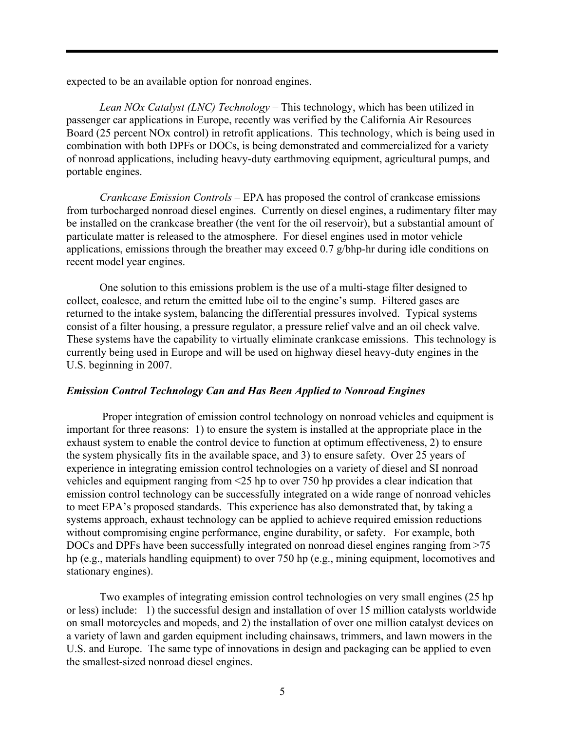expected to be an available option for nonroad engines.

*Lean NOx Catalyst (LNC) Technology* – This technology, which has been utilized in passenger car applications in Europe, recently was verified by the California Air Resources Board (25 percent NOx control) in retrofit applications. This technology, which is being used in combination with both DPFs or DOCs, is being demonstrated and commercialized for a variety of nonroad applications, including heavy-duty earthmoving equipment, agricultural pumps, and portable engines.

*Crankcase Emission Controls* – EPA has proposed the control of crankcase emissions from turbocharged nonroad diesel engines. Currently on diesel engines, a rudimentary filter may be installed on the crankcase breather (the vent for the oil reservoir), but a substantial amount of particulate matter is released to the atmosphere. For diesel engines used in motor vehicle applications, emissions through the breather may exceed 0.7 g/bhp-hr during idle conditions on recent model year engines.

One solution to this emissions problem is the use of a multi-stage filter designed to collect, coalesce, and return the emitted lube oil to the engine's sump. Filtered gases are returned to the intake system, balancing the differential pressures involved. Typical systems consist of a filter housing, a pressure regulator, a pressure relief valve and an oil check valve. These systems have the capability to virtually eliminate crankcase emissions. This technology is currently being used in Europe and will be used on highway diesel heavy-duty engines in the U.S. beginning in 2007.

***Emission Control Technology Can and Has Been Applied to Nonroad Engines***

Proper integration of emission control technology on nonroad vehicles and equipment is important for three reasons: 1) to ensure the system is installed at the appropriate place in the exhaust system to enable the control device to function at optimum effectiveness, 2) to ensure the system physically fits in the available space, and 3) to ensure safety. Over 25 years of experience in integrating emission control technologies on a variety of diesel and SI nonroad vehicles and equipment ranging from <25 hp to over 750 hp provides a clear indication that emission control technology can be successfully integrated on a wide range of nonroad vehicles to meet EPA's proposed standards. This experience has also demonstrated that, by taking a systems approach, exhaust technology can be applied to achieve required emission reductions without compromising engine performance, engine durability, or safety. For example, both DOCs and DPFs have been successfully integrated on nonroad diesel engines ranging from >75 hp (e.g., materials handling equipment) to over 750 hp (e.g., mining equipment, locomotives and stationary engines).

Two examples of integrating emission control technologies on very small engines (25 hp or less) include: 1) the successful design and installation of over 15 million catalysts worldwide on small motorcycles and mopeds, and 2) the installation of over one million catalyst devices on a variety of lawn and garden equipment including chainsaws, trimmers, and lawn mowers in the U.S. and Europe. The same type of innovations in design and packaging can be applied to even the smallest-sized nonroad diesel engines.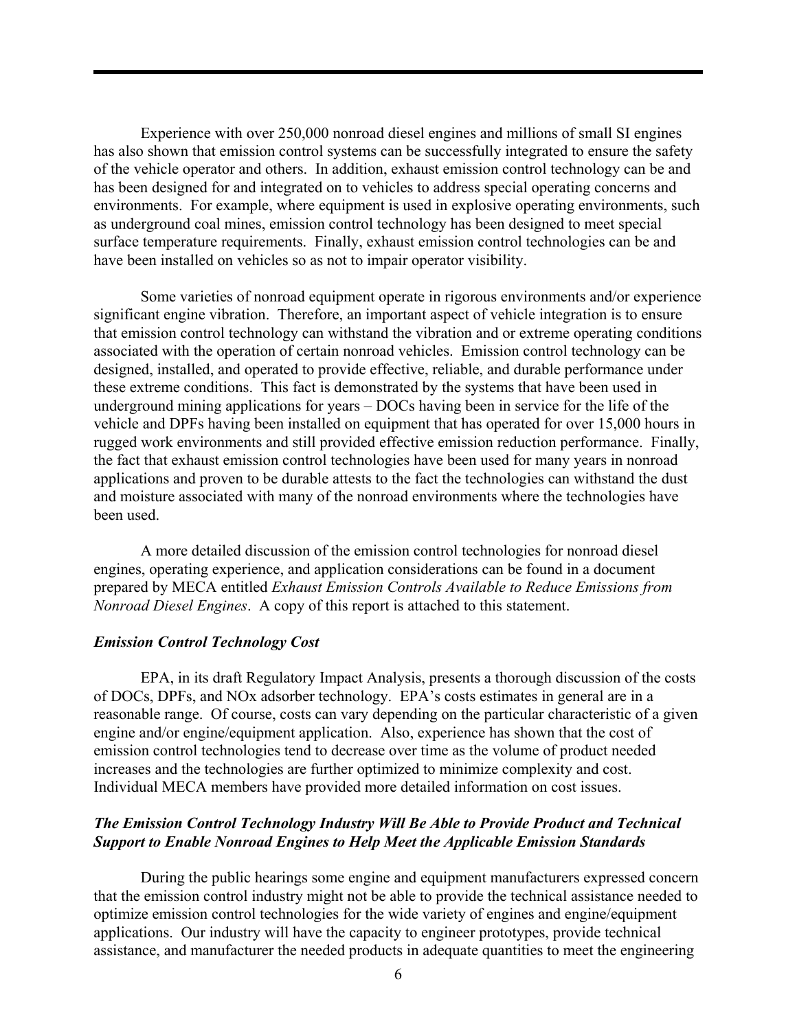Experience with over 250,000 nonroad diesel engines and millions of small SI engines has also shown that emission control systems can be successfully integrated to ensure the safety of the vehicle operator and others. In addition, exhaust emission control technology can be and has been designed for and integrated on to vehicles to address special operating concerns and environments. For example, where equipment is used in explosive operating environments, such as underground coal mines, emission control technology has been designed to meet special surface temperature requirements. Finally, exhaust emission control technologies can be and have been installed on vehicles so as not to impair operator visibility.

Some varieties of nonroad equipment operate in rigorous environments and/or experience significant engine vibration. Therefore, an important aspect of vehicle integration is to ensure that emission control technology can withstand the vibration and or extreme operating conditions associated with the operation of certain nonroad vehicles. Emission control technology can be designed, installed, and operated to provide effective, reliable, and durable performance under these extreme conditions. This fact is demonstrated by the systems that have been used in underground mining applications for years – DOCs having been in service for the life of the vehicle and DPFs having been installed on equipment that has operated for over 15,000 hours in rugged work environments and still provided effective emission reduction performance. Finally, the fact that exhaust emission control technologies have been used for many years in nonroad applications and proven to be durable attests to the fact the technologies can withstand the dust and moisture associated with many of the nonroad environments where the technologies have been used.

A more detailed discussion of the emission control technologies for nonroad diesel engines, operating experience, and application considerations can be found in a document prepared by MECA entitled *Exhaust Emission Controls Available to Reduce Emissions from Nonroad Diesel Engines*. A copy of this report is attached to this statement.

***Emission Control Technology Cost***

EPA, in its draft Regulatory Impact Analysis, presents a thorough discussion of the costs of DOCs, DPFs, and NOx adsorber technology. EPA's costs estimates in general are in a reasonable range. Of course, costs can vary depending on the particular characteristic of a given engine and/or engine/equipment application. Also, experience has shown that the cost of emission control technologies tend to decrease over time as the volume of product needed increases and the technologies are further optimized to minimize complexity and cost. Individual MECA members have provided more detailed information on cost issues.

***The Emission Control Technology Industry Will Be Able to Provide Product and Technical Support to Enable Nonroad Engines to Help Meet the Applicable Emission Standards***

During the public hearings some engine and equipment manufacturers expressed concern that the emission control industry might not be able to provide the technical assistance needed to optimize emission control technologies for the wide variety of engines and engine/equipment applications. Our industry will have the capacity to engineer prototypes, provide technical assistance, and manufacturer the needed products in adequate quantities to meet the engineering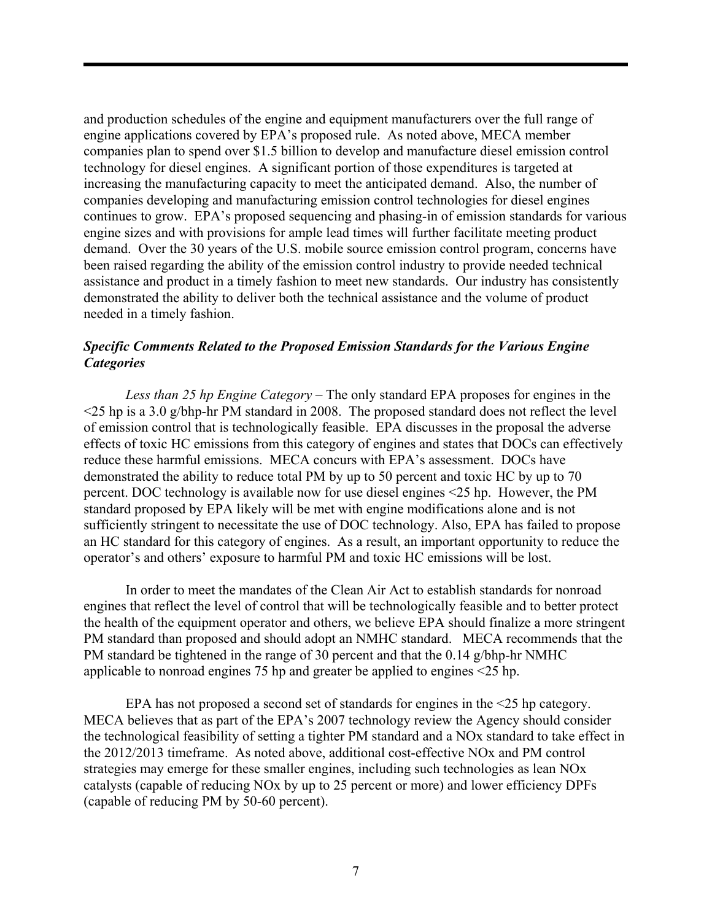and production schedules of the engine and equipment manufacturers over the full range of engine applications covered by EPA's proposed rule. As noted above, MECA member companies plan to spend over $1.5 billion to develop and manufacture diesel emission control technology for diesel engines. A significant portion of those expenditures is targeted at increasing the manufacturing capacity to meet the anticipated demand. Also, the number of companies developing and manufacturing emission control technologies for diesel engines continues to grow. EPA's proposed sequencing and phasing-in of emission standards for various engine sizes and with provisions for ample lead times will further facilitate meeting product demand. Over the 30 years of the U.S. mobile source emission control program, concerns have been raised regarding the ability of the emission control industry to provide needed technical assistance and product in a timely fashion to meet new standards. Our industry has consistently demonstrated the ability to deliver both the technical assistance and the volume of product needed in a timely fashion.

***Specific Comments Related to the Proposed Emission Standards for the Various Engine Categories***

*Less than 25 hp Engine Category* – The only standard EPA proposes for engines in the <25 hp is a 3.0 g/bhp-hr PM standard in 2008. The proposed standard does not reflect the level of emission control that is technologically feasible. EPA discusses in the proposal the adverse effects of toxic HC emissions from this category of engines and states that DOCs can effectively reduce these harmful emissions. MECA concurs with EPA's assessment. DOCs have demonstrated the ability to reduce total PM by up to 50 percent and toxic HC by up to 70 percent. DOC technology is available now for use diesel engines <25 hp. However, the PM standard proposed by EPA likely will be met with engine modifications alone and is not sufficiently stringent to necessitate the use of DOC technology. Also, EPA has failed to propose an HC standard for this category of engines. As a result, an important opportunity to reduce the operator's and others' exposure to harmful PM and toxic HC emissions will be lost.

In order to meet the mandates of the Clean Air Act to establish standards for nonroad engines that reflect the level of control that will be technologically feasible and to better protect the health of the equipment operator and others, we believe EPA should finalize a more stringent PM standard than proposed and should adopt an NMHC standard. MECA recommends that the PM standard be tightened in the range of 30 percent and that the 0.14 g/bhp-hr NMHC applicable to nonroad engines 75 hp and greater be applied to engines <25 hp.

EPA has not proposed a second set of standards for engines in the <25 hp category. MECA believes that as part of the EPA's 2007 technology review the Agency should consider the technological feasibility of setting a tighter PM standard and a NOx standard to take effect in the 2012/2013 timeframe. As noted above, additional cost-effective NOx and PM control strategies may emerge for these smaller engines, including such technologies as lean NOx catalysts (capable of reducing NOx by up to 25 percent or more) and lower efficiency DPFs (capable of reducing PM by 50-60 percent).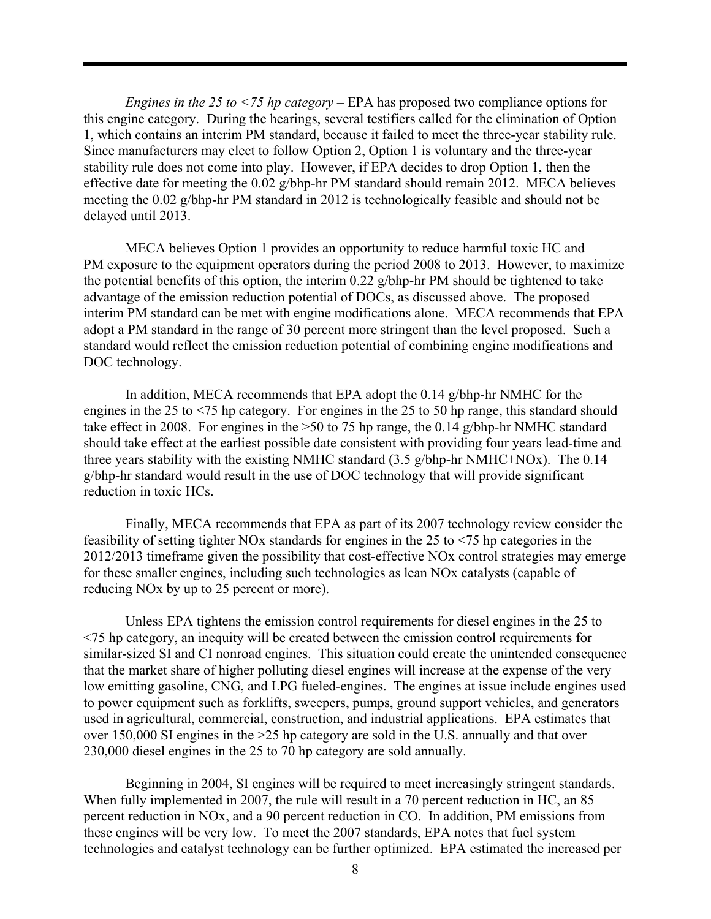*Engines in the 25 to <75 hp category* – EPA has proposed two compliance options for this engine category. During the hearings, several testifiers called for the elimination of Option 1, which contains an interim PM standard, because it failed to meet the three-year stability rule. Since manufacturers may elect to follow Option 2, Option 1 is voluntary and the three-year stability rule does not come into play. However, if EPA decides to drop Option 1, then the effective date for meeting the 0.02 g/bhp-hr PM standard should remain 2012. MECA believes meeting the 0.02 g/bhp-hr PM standard in 2012 is technologically feasible and should not be delayed until 2013.

MECA believes Option 1 provides an opportunity to reduce harmful toxic HC and PM exposure to the equipment operators during the period 2008 to 2013. However, to maximize the potential benefits of this option, the interim 0.22 g/bhp-hr PM should be tightened to take advantage of the emission reduction potential of DOCs, as discussed above. The proposed interim PM standard can be met with engine modifications alone. MECA recommends that EPA adopt a PM standard in the range of 30 percent more stringent than the level proposed. Such a standard would reflect the emission reduction potential of combining engine modifications and DOC technology.

In addition, MECA recommends that EPA adopt the 0.14 g/bhp-hr NMHC for the engines in the 25 to <75 hp category. For engines in the 25 to 50 hp range, this standard should take effect in 2008. For engines in the >50 to 75 hp range, the 0.14 g/bhp-hr NMHC standard should take effect at the earliest possible date consistent with providing four years lead-time and three years stability with the existing NMHC standard (3.5 g/bhp-hr NMHC+NOx). The 0.14 g/bhp-hr standard would result in the use of DOC technology that will provide significant reduction in toxic HCs.

Finally, MECA recommends that EPA as part of its 2007 technology review consider the feasibility of setting tighter NOx standards for engines in the 25 to <75 hp categories in the 2012/2013 timeframe given the possibility that cost-effective NOx control strategies may emerge for these smaller engines, including such technologies as lean NOx catalysts (capable of reducing NOx by up to 25 percent or more).

Unless EPA tightens the emission control requirements for diesel engines in the 25 to <75 hp category, an inequity will be created between the emission control requirements for similar-sized SI and CI nonroad engines. This situation could create the unintended consequence that the market share of higher polluting diesel engines will increase at the expense of the very low emitting gasoline, CNG, and LPG fueled-engines. The engines at issue include engines used to power equipment such as forklifts, sweepers, pumps, ground support vehicles, and generators used in agricultural, commercial, construction, and industrial applications. EPA estimates that over 150,000 SI engines in the >25 hp category are sold in the U.S. annually and that over 230,000 diesel engines in the 25 to 70 hp category are sold annually.

Beginning in 2004, SI engines will be required to meet increasingly stringent standards. When fully implemented in 2007, the rule will result in a 70 percent reduction in HC, an 85 percent reduction in NOx, and a 90 percent reduction in CO. In addition, PM emissions from these engines will be very low. To meet the 2007 standards, EPA notes that fuel system technologies and catalyst technology can be further optimized. EPA estimated the increased per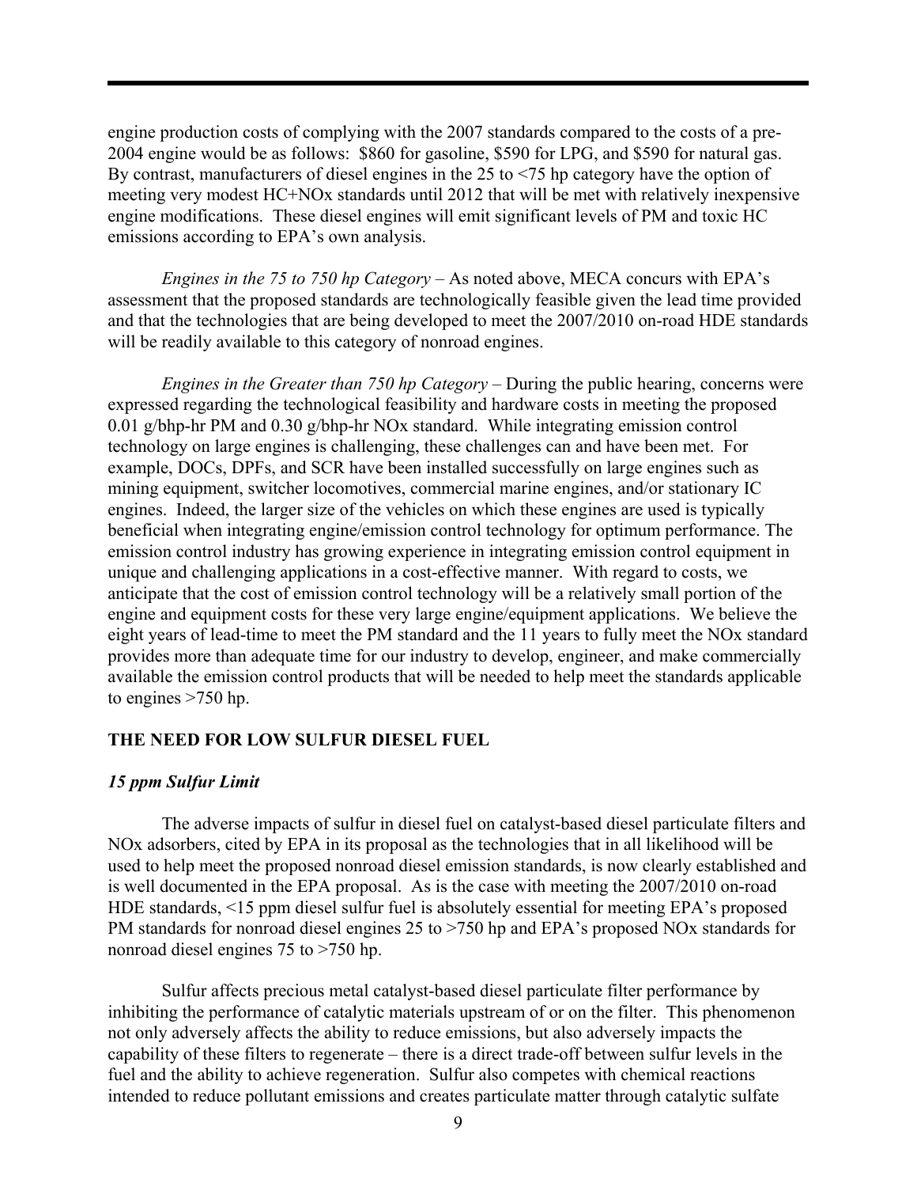engine production costs of complying with the 2007 standards compared to the costs of a pre-2004 engine would be as follows: $860 for gasoline, $590 for LPG, and $590 for natural gas. By contrast, manufacturers of diesel engines in the 25 to <75 hp category have the option of meeting very modest HC+NOx standards until 2012 that will be met with relatively inexpensive engine modifications. These diesel engines will emit significant levels of PM and toxic HC emissions according to EPA's own analysis.

*Engines in the 75 to 750 hp Category* – As noted above, MECA concurs with EPA's assessment that the proposed standards are technologically feasible given the lead time provided and that the technologies that are being developed to meet the 2007/2010 on-road HDE standards will be readily available to this category of nonroad engines.

*Engines in the Greater than 750 hp Category* – During the public hearing, concerns were expressed regarding the technological feasibility and hardware costs in meeting the proposed 0.01 g/bhp-hr PM and 0.30 g/bhp-hr NOx standard. While integrating emission control technology on large engines is challenging, these challenges can and have been met. For example, DOCs, DPFs, and SCR have been installed successfully on large engines such as mining equipment, switcher locomotives, commercial marine engines, and/or stationary IC engines. Indeed, the larger size of the vehicles on which these engines are used is typically beneficial when integrating engine/emission control technology for optimum performance. The emission control industry has growing experience in integrating emission control equipment in unique and challenging applications in a cost-effective manner. With regard to costs, we anticipate that the cost of emission control technology will be a relatively small portion of the engine and equipment costs for these very large engine/equipment applications. We believe the eight years of lead-time to meet the PM standard and the 11 years to fully meet the NOx standard provides more than adequate time for our industry to develop, engineer, and make commercially available the emission control products that will be needed to help meet the standards applicable to engines >750 hp.

## THE NEED FOR LOW SULFUR DIESEL FUEL

### *15 ppm Sulfur Limit*

The adverse impacts of sulfur in diesel fuel on catalyst-based diesel particulate filters and NOx adsorbers, cited by EPA in its proposal as the technologies that in all likelihood will be used to help meet the proposed nonroad diesel emission standards, is now clearly established and is well documented in the EPA proposal. As is the case with meeting the 2007/2010 on-road HDE standards, <15 ppm diesel sulfur fuel is absolutely essential for meeting EPA's proposed PM standards for nonroad diesel engines 25 to >750 hp and EPA's proposed NOx standards for nonroad diesel engines 75 to >750 hp.

Sulfur affects precious metal catalyst-based diesel particulate filter performance by inhibiting the performance of catalytic materials upstream of or on the filter. This phenomenon not only adversely affects the ability to reduce emissions, but also adversely impacts the capability of these filters to regenerate – there is a direct trade-off between sulfur levels in the fuel and the ability to achieve regeneration. Sulfur also competes with chemical reactions intended to reduce pollutant emissions and creates particulate matter through catalytic sulfate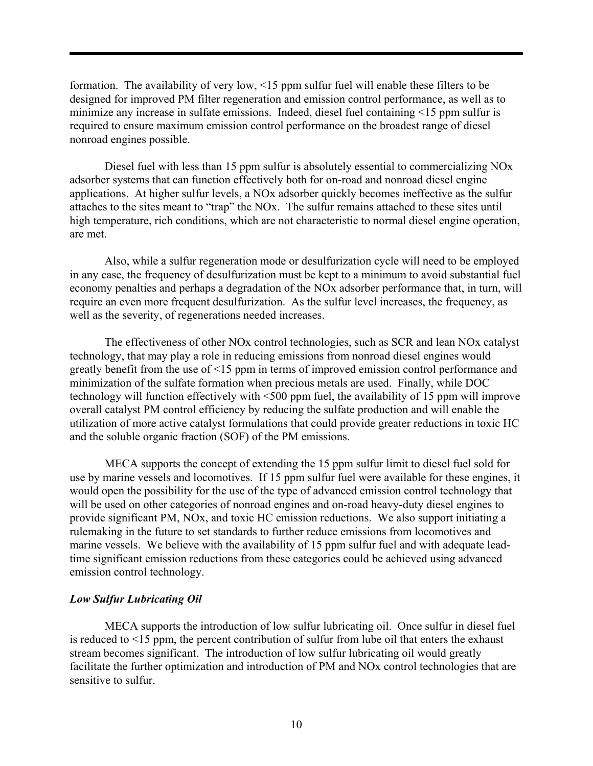formation. The availability of very low, <15 ppm sulfur fuel will enable these filters to be designed for improved PM filter regeneration and emission control performance, as well as to minimize any increase in sulfate emissions. Indeed, diesel fuel containing <15 ppm sulfur is required to ensure maximum emission control performance on the broadest range of diesel nonroad engines possible.

Diesel fuel with less than 15 ppm sulfur is absolutely essential to commercializing NOx adsorber systems that can function effectively both for on-road and nonroad diesel engine applications. At higher sulfur levels, a NOx adsorber quickly becomes ineffective as the sulfur attaches to the sites meant to "trap" the NOx. The sulfur remains attached to these sites until high temperature, rich conditions, which are not characteristic to normal diesel engine operation, are met.

Also, while a sulfur regeneration mode or desulfurization cycle will need to be employed in any case, the frequency of desulfurization must be kept to a minimum to avoid substantial fuel economy penalties and perhaps a degradation of the NOx adsorber performance that, in turn, will require an even more frequent desulfurization. As the sulfur level increases, the frequency, as well as the severity, of regenerations needed increases.

The effectiveness of other NOx control technologies, such as SCR and lean NOx catalyst technology, that may play a role in reducing emissions from nonroad diesel engines would greatly benefit from the use of <15 ppm in terms of improved emission control performance and minimization of the sulfate formation when precious metals are used. Finally, while DOC technology will function effectively with <500 ppm fuel, the availability of 15 ppm will improve overall catalyst PM control efficiency by reducing the sulfate production and will enable the utilization of more active catalyst formulations that could provide greater reductions in toxic HC and the soluble organic fraction (SOF) of the PM emissions.

MECA supports the concept of extending the 15 ppm sulfur limit to diesel fuel sold for use by marine vessels and locomotives. If 15 ppm sulfur fuel were available for these engines, it would open the possibility for the use of the type of advanced emission control technology that will be used on other categories of nonroad engines and on-road heavy-duty diesel engines to provide significant PM, NOx, and toxic HC emission reductions. We also support initiating a rulemaking in the future to set standards to further reduce emissions from locomotives and marine vessels. We believe with the availability of 15 ppm sulfur fuel and with adequate lead-time significant emission reductions from these categories could be achieved using advanced emission control technology.

### *Low Sulfur Lubricating Oil*

MECA supports the introduction of low sulfur lubricating oil. Once sulfur in diesel fuel is reduced to <15 ppm, the percent contribution of sulfur from lube oil that enters the exhaust stream becomes significant. The introduction of low sulfur lubricating oil would greatly facilitate the further optimization and introduction of PM and NOx control technologies that are sensitive to sulfur.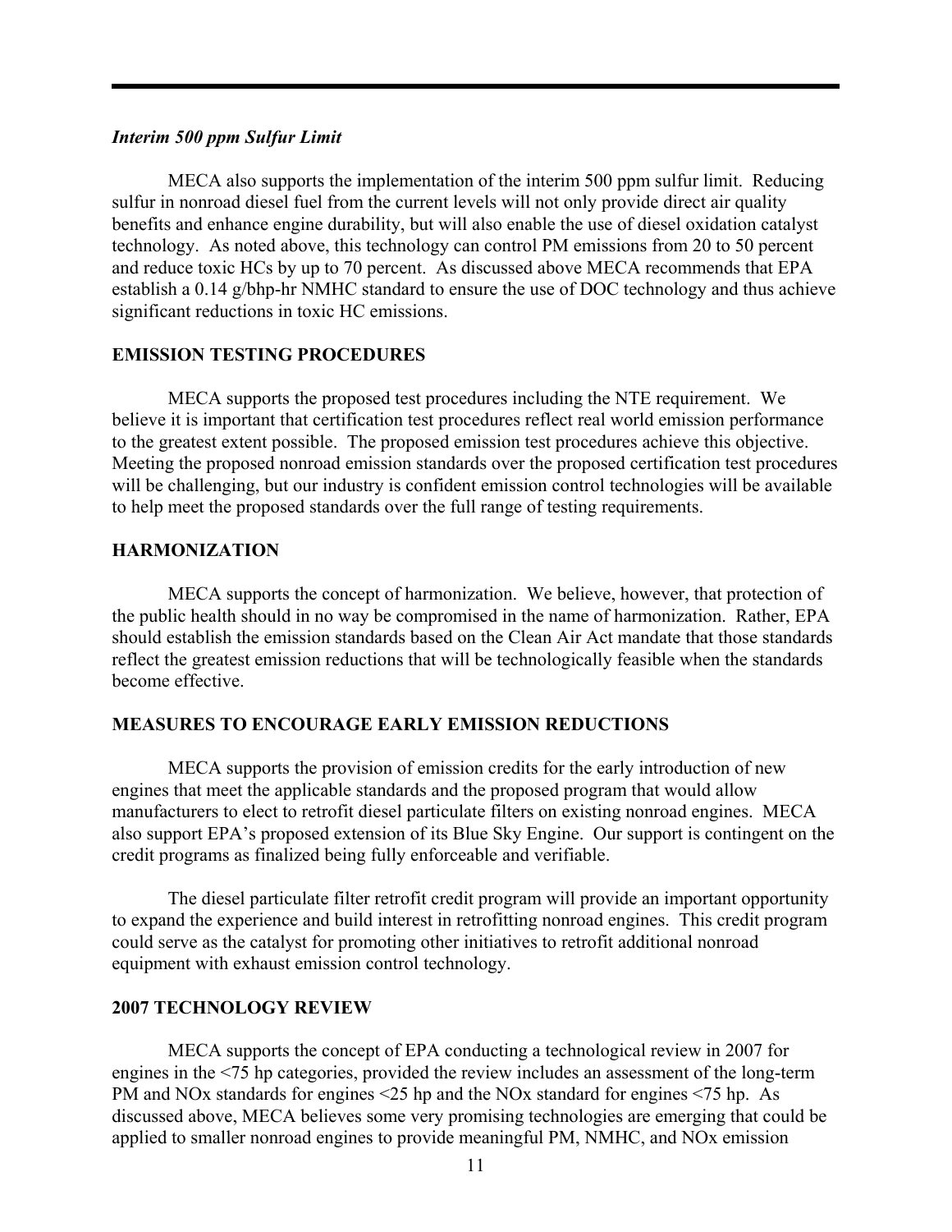### *Interim 500 ppm Sulfur Limit*

MECA also supports the implementation of the interim 500 ppm sulfur limit. Reducing sulfur in nonroad diesel fuel from the current levels will not only provide direct air quality benefits and enhance engine durability, but will also enable the use of diesel oxidation catalyst technology. As noted above, this technology can control PM emissions from 20 to 50 percent and reduce toxic HCs by up to 70 percent. As discussed above MECA recommends that EPA establish a 0.14 g/bhp-hr NMHC standard to ensure the use of DOC technology and thus achieve significant reductions in toxic HC emissions.

## EMISSION TESTING PROCEDURES

MECA supports the proposed test procedures including the NTE requirement. We believe it is important that certification test procedures reflect real world emission performance to the greatest extent possible. The proposed emission test procedures achieve this objective. Meeting the proposed nonroad emission standards over the proposed certification test procedures will be challenging, but our industry is confident emission control technologies will be available to help meet the proposed standards over the full range of testing requirements.

## HARMONIZATION

MECA supports the concept of harmonization. We believe, however, that protection of the public health should in no way be compromised in the name of harmonization. Rather, EPA should establish the emission standards based on the Clean Air Act mandate that those standards reflect the greatest emission reductions that will be technologically feasible when the standards become effective.

## MEASURES TO ENCOURAGE EARLY EMISSION REDUCTIONS

MECA supports the provision of emission credits for the early introduction of new engines that meet the applicable standards and the proposed program that would allow manufacturers to elect to retrofit diesel particulate filters on existing nonroad engines. MECA also support EPA's proposed extension of its Blue Sky Engine. Our support is contingent on the credit programs as finalized being fully enforceable and verifiable.

The diesel particulate filter retrofit credit program will provide an important opportunity to expand the experience and build interest in retrofitting nonroad engines. This credit program could serve as the catalyst for promoting other initiatives to retrofit additional nonroad equipment with exhaust emission control technology.

## 2007 TECHNOLOGY REVIEW

MECA supports the concept of EPA conducting a technological review in 2007 for engines in the <75 hp categories, provided the review includes an assessment of the long-term PM and NOx standards for engines <25 hp and the NOx standard for engines <75 hp. As discussed above, MECA believes some very promising technologies are emerging that could be applied to smaller nonroad engines to provide meaningful PM, NMHC, and NOx emission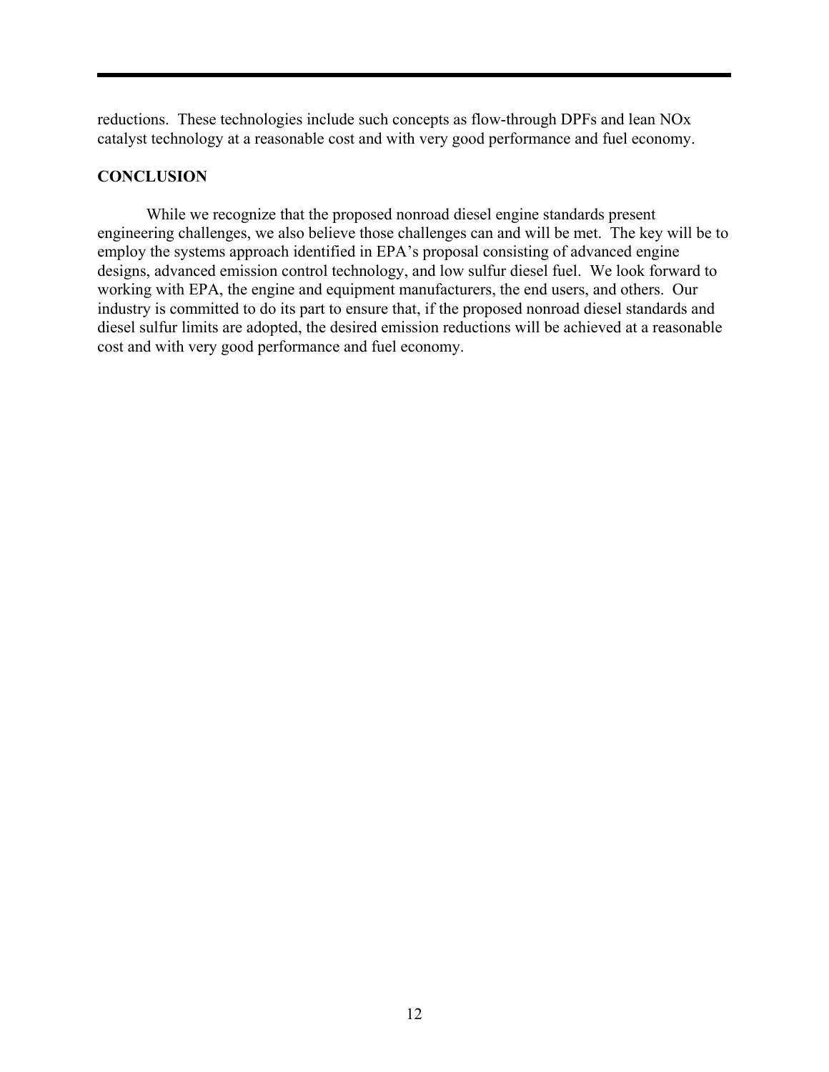reductions. These technologies include such concepts as flow-through DPFs and lean NOx catalyst technology at a reasonable cost and with very good performance and fuel economy.

**CONCLUSION**

While we recognize that the proposed nonroad diesel engine standards present engineering challenges, we also believe those challenges can and will be met. The key will be to employ the systems approach identified in EPA's proposal consisting of advanced engine designs, advanced emission control technology, and low sulfur diesel fuel. We look forward to working with EPA, the engine and equipment manufacturers, the end users, and others. Our industry is committed to do its part to ensure that, if the proposed nonroad diesel standards and diesel sulfur limits are adopted, the desired emission reductions will be achieved at a reasonable cost and with very good performance and fuel economy.